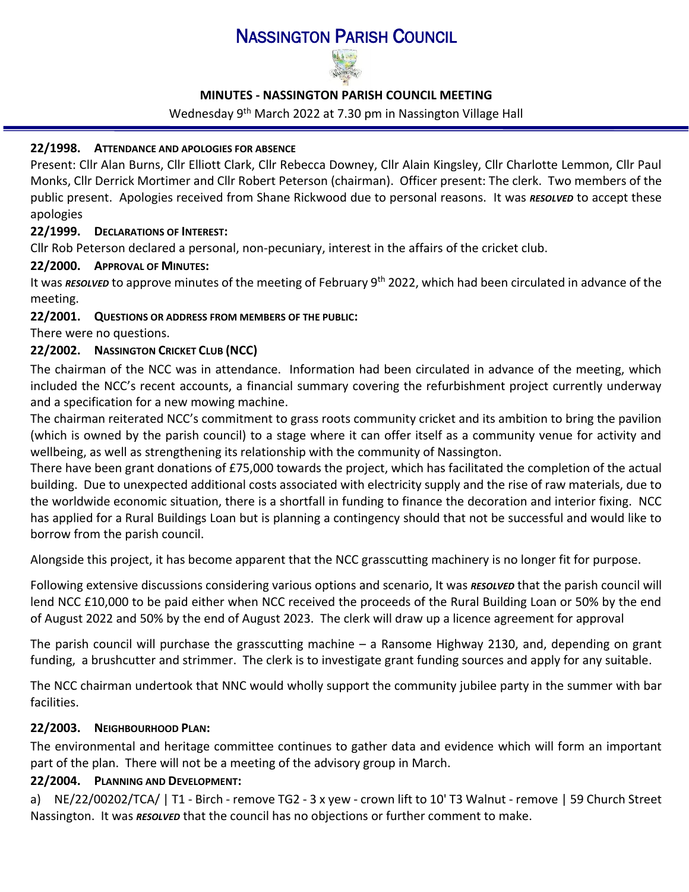# NASSINGTON PARISH COUNCIL

**MINUTES - NASSINGTON PARISH COUNCIL MEETING**

Wednesday 9th March 2022 at 7.30 pm in Nassington Village Hall

**22/1998. ATTENDANCE AND APOLOGIES FOR ABSENCE**

Present: Cllr Alan Burns, Cllr Elliott Clark, Cllr Rebecca Downey, Cllr Alain Kingsley, Cllr Charlotte Lemmon, Cllr Paul Monks, Cllr Derrick Mortimer and Cllr Robert Peterson (chairman). Officer present: The clerk. Two members of the public present. Apologies received from Shane Rickwood due to personal reasons. It was ***RESOLVED*** to accept these apologies

**22/1999. DECLARATIONS OF INTEREST:**

Cllr Rob Peterson declared a personal, non-pecuniary, interest in the affairs of the cricket club.

**22/2000. APPROVAL OF MINUTES:**

It was ***RESOLVED*** to approve minutes of the meeting of February 9th 2022, which had been circulated in advance of the meeting.

**22/2001. QUESTIONS OR ADDRESS FROM MEMBERS OF THE PUBLIC:**

There were no questions.

**22/2002. NASSINGTON CRICKET CLUB (NCC)**

The chairman of the NCC was in attendance. Information had been circulated in advance of the meeting, which included the NCC's recent accounts, a financial summary covering the refurbishment project currently underway and a specification for a new mowing machine.

The chairman reiterated NCC's commitment to grass roots community cricket and its ambition to bring the pavilion (which is owned by the parish council) to a stage where it can offer itself as a community venue for activity and wellbeing, as well as strengthening its relationship with the community of Nassington.

There have been grant donations of £75,000 towards the project, which has facilitated the completion of the actual building. Due to unexpected additional costs associated with electricity supply and the rise of raw materials, due to the worldwide economic situation, there is a shortfall in funding to finance the decoration and interior fixing. NCC has applied for a Rural Buildings Loan but is planning a contingency should that not be successful and would like to borrow from the parish council.

Alongside this project, it has become apparent that the NCC grasscutting machinery is no longer fit for purpose.

Following extensive discussions considering various options and scenario, It was ***RESOLVED*** that the parish council will lend NCC £10,000 to be paid either when NCC received the proceeds of the Rural Building Loan or 50% by the end of August 2022 and 50% by the end of August 2023. The clerk will draw up a licence agreement for approval

The parish council will purchase the grasscutting machine – a Ransome Highway 2130, and, depending on grant funding, a brushcutter and strimmer. The clerk is to investigate grant funding sources and apply for any suitable.

The NCC chairman undertook that NNC would wholly support the community jubilee party in the summer with bar facilities.

**22/2003. NEIGHBOURHOOD PLAN:**

The environmental and heritage committee continues to gather data and evidence which will form an important part of the plan. There will not be a meeting of the advisory group in March.

**22/2004. PLANNING AND DEVELOPMENT:**

a) NE/22/00202/TCA/ | T1 - Birch - remove TG2 - 3 x yew - crown lift to 10' T3 Walnut - remove | 59 Church Street Nassington. It was ***RESOLVED*** that the council has no objections or further comment to make.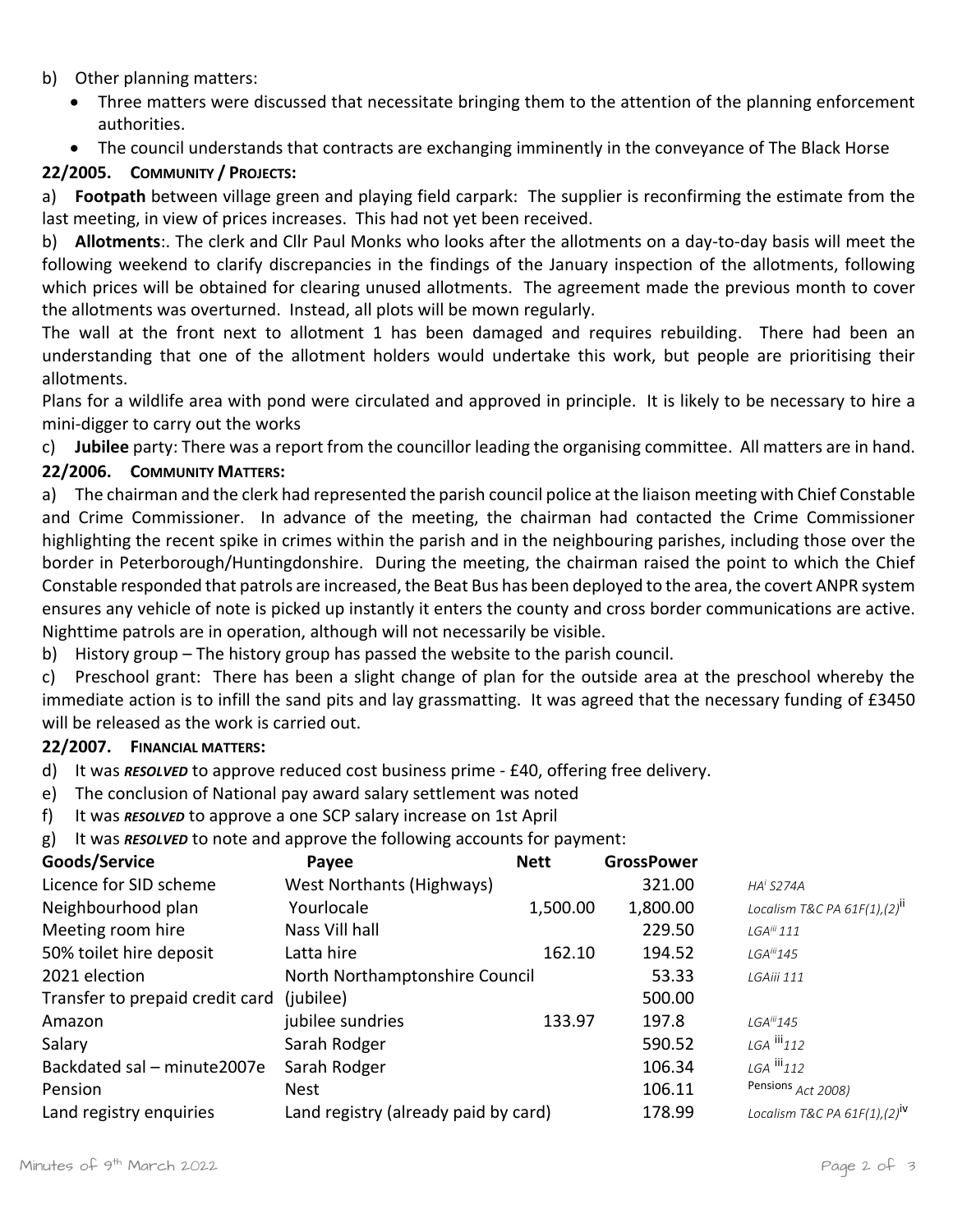b) Other planning matters:

- Three matters were discussed that necessitate bringing them to the attention of the planning enforcement authorities.
- The council understands that contracts are exchanging imminently in the conveyance of The Black Horse

**22/2005. COMMUNITY / PROJECTS:**

a) **Footpath** between village green and playing field carpark: The supplier is reconfirming the estimate from the last meeting, in view of prices increases. This had not yet been received.

b) **Allotments**:. The clerk and Cllr Paul Monks who looks after the allotments on a day-to-day basis will meet the following weekend to clarify discrepancies in the findings of the January inspection of the allotments, following which prices will be obtained for clearing unused allotments. The agreement made the previous month to cover the allotments was overturned. Instead, all plots will be mown regularly.

The wall at the front next to allotment 1 has been damaged and requires rebuilding. There had been an understanding that one of the allotment holders would undertake this work, but people are prioritising their allotments.

Plans for a wildlife area with pond were circulated and approved in principle. It is likely to be necessary to hire a mini-digger to carry out the works

c) **Jubilee** party: There was a report from the councillor leading the organising committee. All matters are in hand.

**22/2006. COMMUNITY MATTERS:**

a) The chairman and the clerk had represented the parish council police at the liaison meeting with Chief Constable and Crime Commissioner. In advance of the meeting, the chairman had contacted the Crime Commissioner highlighting the recent spike in crimes within the parish and in the neighbouring parishes, including those over the border in Peterborough/Huntingdonshire. During the meeting, the chairman raised the point to which the Chief Constable responded that patrols are increased, the Beat Bus has been deployed to the area, the covert ANPR system ensures any vehicle of note is picked up instantly it enters the county and cross border communications are active. Nighttime patrols are in operation, although will not necessarily be visible.

b) History group – The history group has passed the website to the parish council.

c) Preschool grant: There has been a slight change of plan for the outside area at the preschool whereby the immediate action is to infill the sand pits and lay grassmatting. It was agreed that the necessary funding of £3450 will be released as the work is carried out.

**22/2007. FINANCIAL MATTERS:**

d) It was ***RESOLVED*** to approve reduced cost business prime - £40, offering free delivery.

e) The conclusion of National pay award salary settlement was noted

f) It was ***RESOLVED*** to approve a one SCP salary increase on 1st April

g) It was ***RESOLVED*** to note and approve the following accounts for payment:

| Goods/Service | Payee | Nett | GrossPower | |
|---|---|---|---|---|
| Licence for SID scheme | West Northants (Highways) | | 321.00 | *HA[i] S274A* |
| Neighbourhood plan | Yourlocale | 1,500.00 | 1,800.00 | *Localism T&C PA 61F(1),(2)[ii]* |
| Meeting room hire | Nass Vill hall | | 229.50 | *LGA[iii] 111* |
| 50% toilet hire deposit | Latta hire | 162.10 | 194.52 | *LGA[iii]145* |
| 2021 election | North Northamptonshire Council | | 53.33 | *LGAiii 111* |
| Transfer to prepaid credit card | (jubilee) | | 500.00 | |
| Amazon | jubilee sundries | 133.97 | 197.8 | *LGA[iii]145* |
| Salary | Sarah Rodger | | 590.52 | *LGA [iii]112* |
| Backdated sal – minute2007e | Sarah Rodger | | 106.34 | *LGA [iii]112* |
| Pension | Nest | | 106.11 | Pensions *Act 2008)* |
| Land registry enquiries | Land registry (already paid by card) | | 178.99 | *Localism T&C PA 61F(1),(2)[iv]* |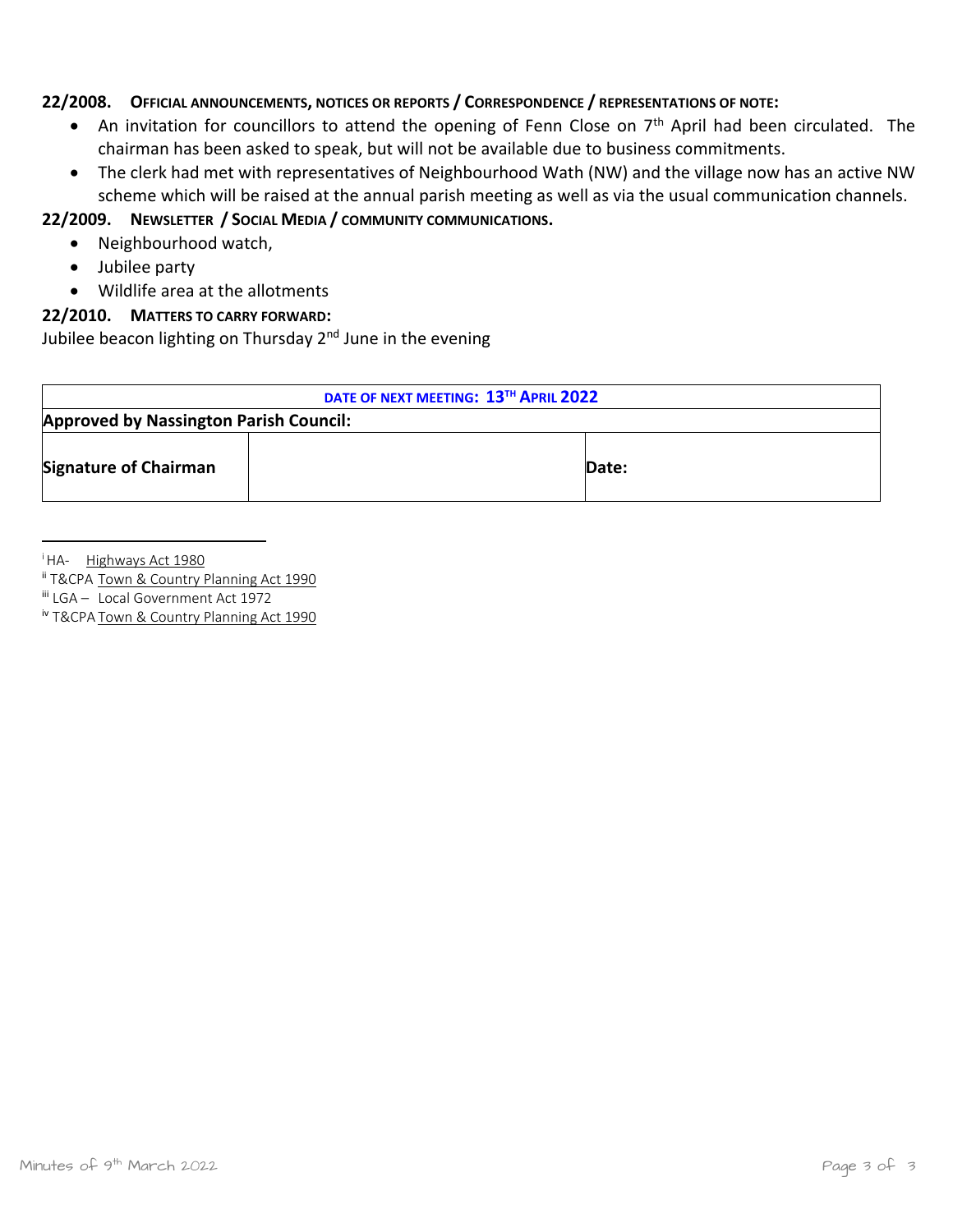### 22/2008. OFFICIAL ANNOUNCEMENTS, NOTICES OR REPORTS / CORRESPONDENCE / REPRESENTATIONS OF NOTE:

- An invitation for councillors to attend the opening of Fenn Close on 7th April had been circulated. The chairman has been asked to speak, but will not be available due to business commitments.
- The clerk had met with representatives of Neighbourhood Wath (NW) and the village now has an active NW scheme which will be raised at the annual parish meeting as well as via the usual communication channels.

### 22/2009. NEWSLETTER / SOCIAL MEDIA / COMMUNITY COMMUNICATIONS.

- Neighbourhood watch,
- Jubilee party
- Wildlife area at the allotments

### 22/2010. MATTERS TO CARRY FORWARD:

Jubilee beacon lighting on Thursday 2nd June in the evening

| DATE OF NEXT MEETING: 13TH APRIL 2022 | | |
|---|---|---|
| **Approved by Nassington Parish Council:** | | |
| **Signature of Chairman** | | **Date:** |

---

[i] HA- Highways Act 1980

[ii] T&CPA Town & Country Planning Act 1990

[iii] LGA – Local Government Act 1972

[iv] T&CPA Town & Country Planning Act 1990